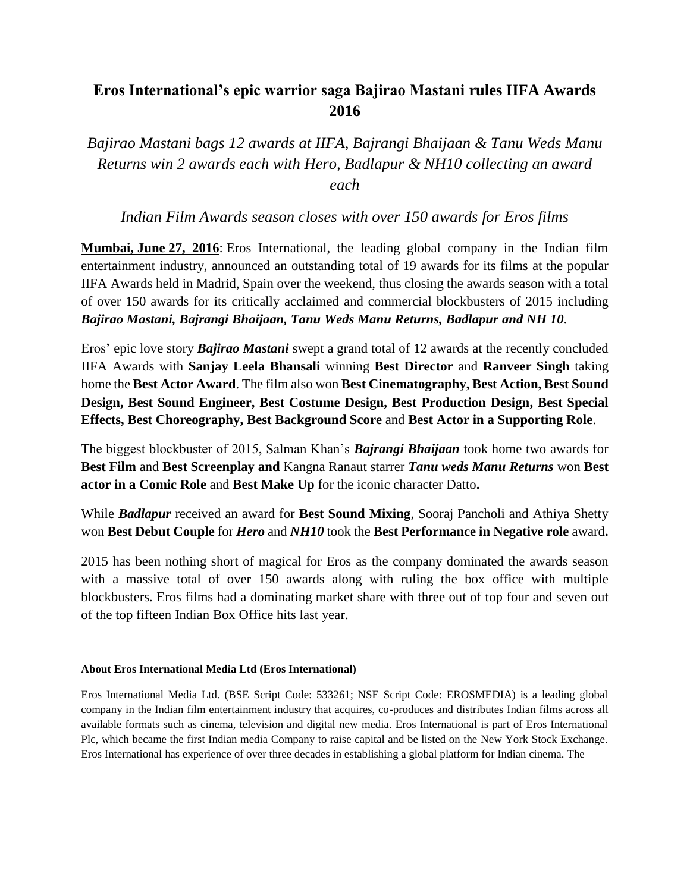# Eros International's epic warrior saga Bajirao Mastani rules IIFA Awards 2016

*Bajirao Mastani bags 12 awards at IIFA, Bajrangi Bhaijaan & Tanu Weds Manu Returns win 2 awards each with Hero, Badlapur & NH10 collecting an award each*

*Indian Film Awards season closes with over 150 awards for Eros films*

**Mumbai, June 27, 2016**: Eros International, the leading global company in the Indian film entertainment industry, announced an outstanding total of 19 awards for its films at the popular IIFA Awards held in Madrid, Spain over the weekend, thus closing the awards season with a total of over 150 awards for its critically acclaimed and commercial blockbusters of 2015 including ***Bajirao Mastani, Bajrangi Bhaijaan, Tanu Weds Manu Returns, Badlapur and NH 10***.

Eros' epic love story ***Bajirao Mastani*** swept a grand total of 12 awards at the recently concluded IIFA Awards with **Sanjay Leela Bhansali** winning **Best Director** and **Ranveer Singh** taking home the **Best Actor Award**. The film also won **Best Cinematography, Best Action, Best Sound Design, Best Sound Engineer, Best Costume Design, Best Production Design, Best Special Effects, Best Choreography, Best Background Score** and **Best Actor in a Supporting Role**.

The biggest blockbuster of 2015, Salman Khan's ***Bajrangi Bhaijaan*** took home two awards for **Best Film** and **Best Screenplay and** Kangna Ranaut starrer ***Tanu weds Manu Returns*** won **Best actor in a Comic Role** and **Best Make Up** for the iconic character Datto**.**

While ***Badlapur*** received an award for **Best Sound Mixing**, Sooraj Pancholi and Athiya Shetty won **Best Debut Couple** for ***Hero*** and ***NH10*** took the **Best Performance in Negative role** award**.**

2015 has been nothing short of magical for Eros as the company dominated the awards season with a massive total of over 150 awards along with ruling the box office with multiple blockbusters. Eros films had a dominating market share with three out of top four and seven out of the top fifteen Indian Box Office hits last year.

#### About Eros International Media Ltd (Eros International)

Eros International Media Ltd. (BSE Script Code: 533261; NSE Script Code: EROSMEDIA) is a leading global company in the Indian film entertainment industry that acquires, co-produces and distributes Indian films across all available formats such as cinema, television and digital new media. Eros International is part of Eros International Plc, which became the first Indian media Company to raise capital and be listed on the New York Stock Exchange. Eros International has experience of over three decades in establishing a global platform for Indian cinema. The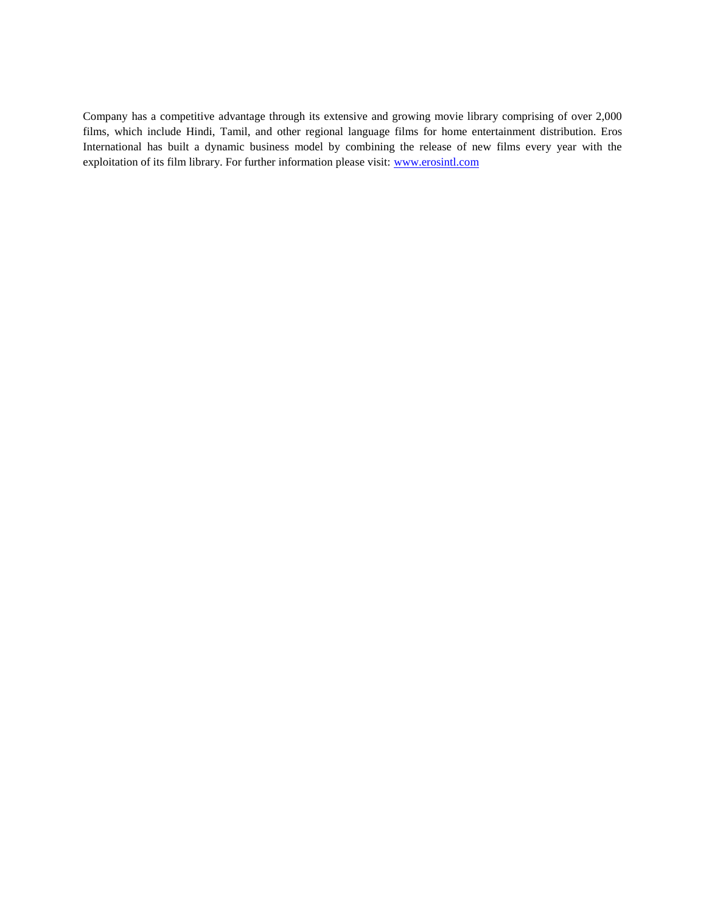Company has a competitive advantage through its extensive and growing movie library comprising of over 2,000 films, which include Hindi, Tamil, and other regional language films for home entertainment distribution. Eros International has built a dynamic business model by combining the release of new films every year with the exploitation of its film library. For further information please visit: [www.erosintl.com](http://www.erosintl.com)